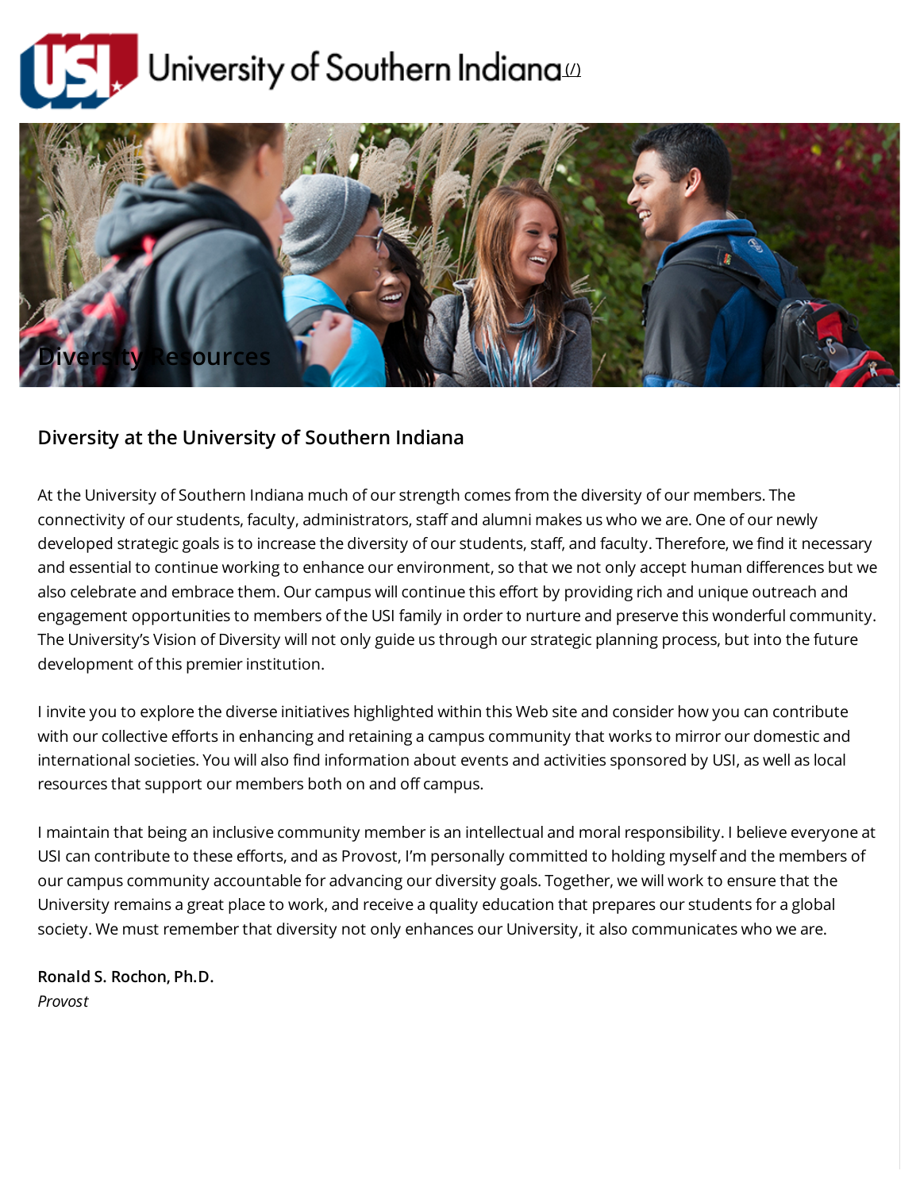University of Southern Indiana [(/)]

# Diversity Resources

## Diversity at the University of Southern Indiana

At the University of Southern Indiana much of our strength comes from the diversity of our members. The connectivity of our students, faculty, administrators, staff and alumni makes us who we are. One of our newly developed strategic goals is to increase the diversity of our students, staff, and faculty. Therefore, we find it necessary and essential to continue working to enhance our environment, so that we not only accept human differences but we also celebrate and embrace them. Our campus will continue this effort by providing rich and unique outreach and engagement opportunities to members of the USI family in order to nurture and preserve this wonderful community. The University's Vision of Diversity will not only guide us through our strategic planning process, but into the future development of this premier institution.

I invite you to explore the diverse initiatives highlighted within this Web site and consider how you can contribute with our collective efforts in enhancing and retaining a campus community that works to mirror our domestic and international societies. You will also find information about events and activities sponsored by USI, as well as local resources that support our members both on and off campus.

I maintain that being an inclusive community member is an intellectual and moral responsibility. I believe everyone at USI can contribute to these efforts, and as Provost, I'm personally committed to holding myself and the members of our campus community accountable for advancing our diversity goals. Together, we will work to ensure that the University remains a great place to work, and receive a quality education that prepares our students for a global society. We must remember that diversity not only enhances our University, it also communicates who we are.

**Ronald S. Rochon, Ph.D.**
*Provost*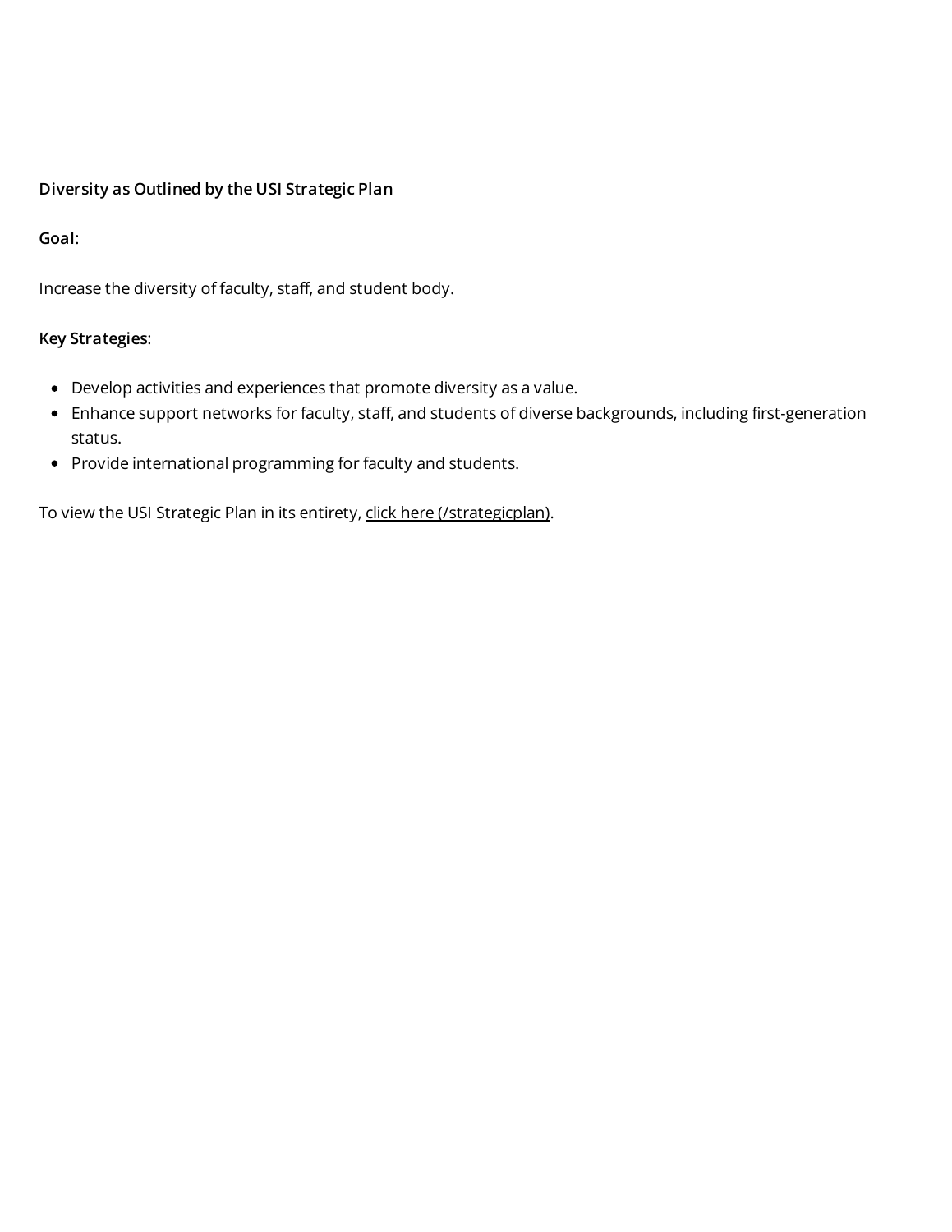**Diversity as Outlined by the USI Strategic Plan**

**Goal**:

Increase the diversity of faculty, staff, and student body.

**Key Strategies**:

- Develop activities and experiences that promote diversity as a value.
- Enhance support networks for faculty, staff, and students of diverse backgrounds, including first-generation status.
- Provide international programming for faculty and students.

To view the USI Strategic Plan in its entirety, click here (/strategicplan).